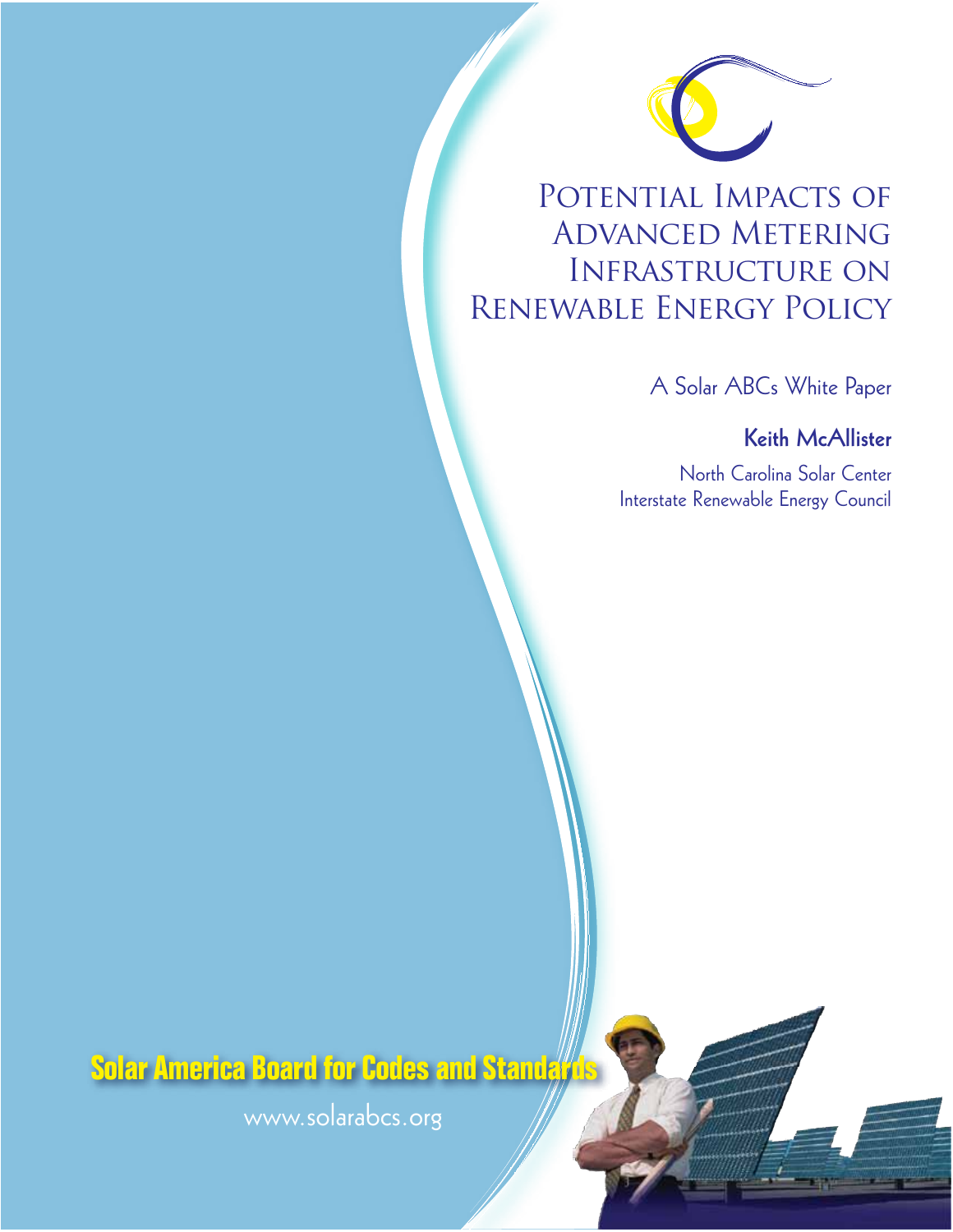# Potential Impacts of Advanced Metering Infrastructure on Renewable Energy Policy

A Solar ABCs White Paper

**Keith McAllister**

North Carolina Solar Center
Interstate Renewable Energy Council

**Solar America Board for Codes and Standards**

www.solarabcs.org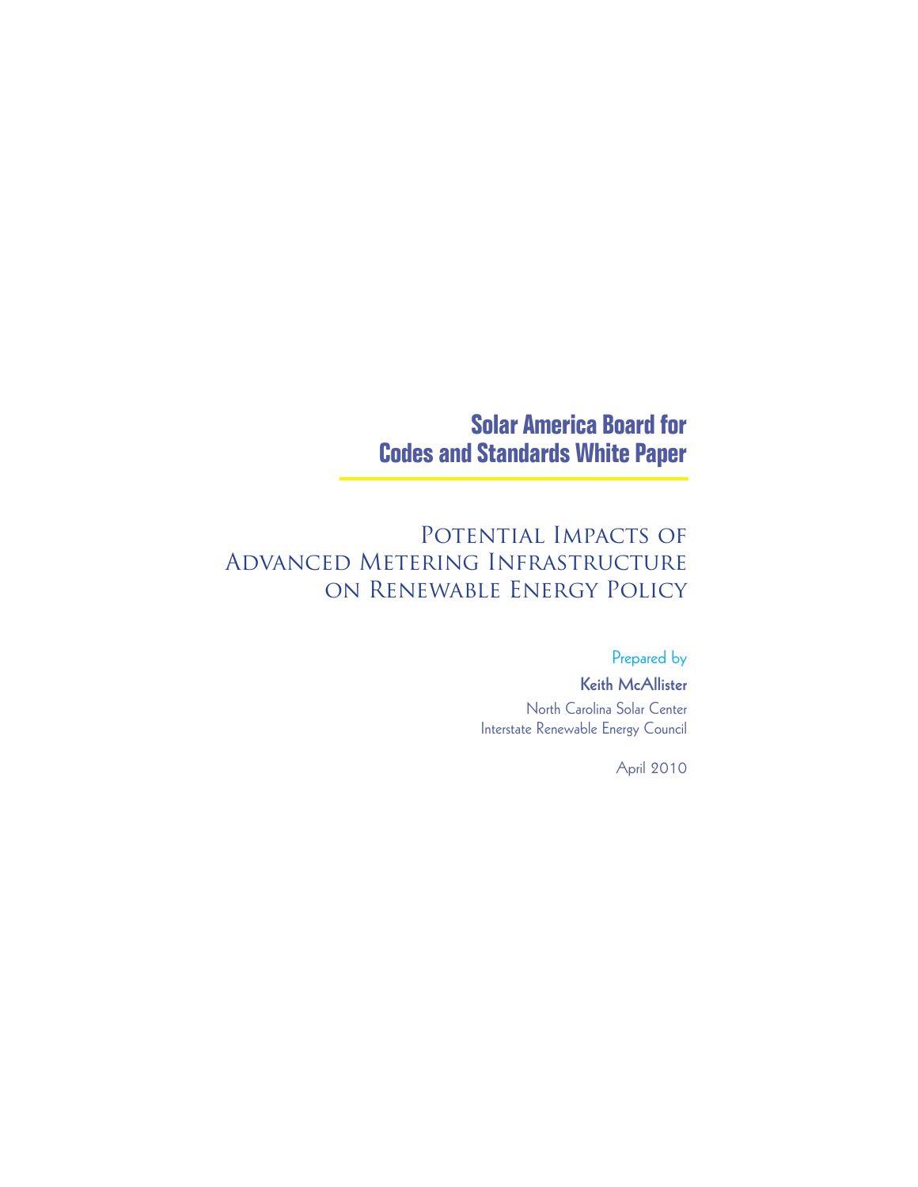**Solar America Board for Codes and Standards White Paper**

# Potential Impacts of Advanced Metering Infrastructure on Renewable Energy Policy

Prepared by

**Keith McAllister**

North Carolina Solar Center
Interstate Renewable Energy Council

April 2010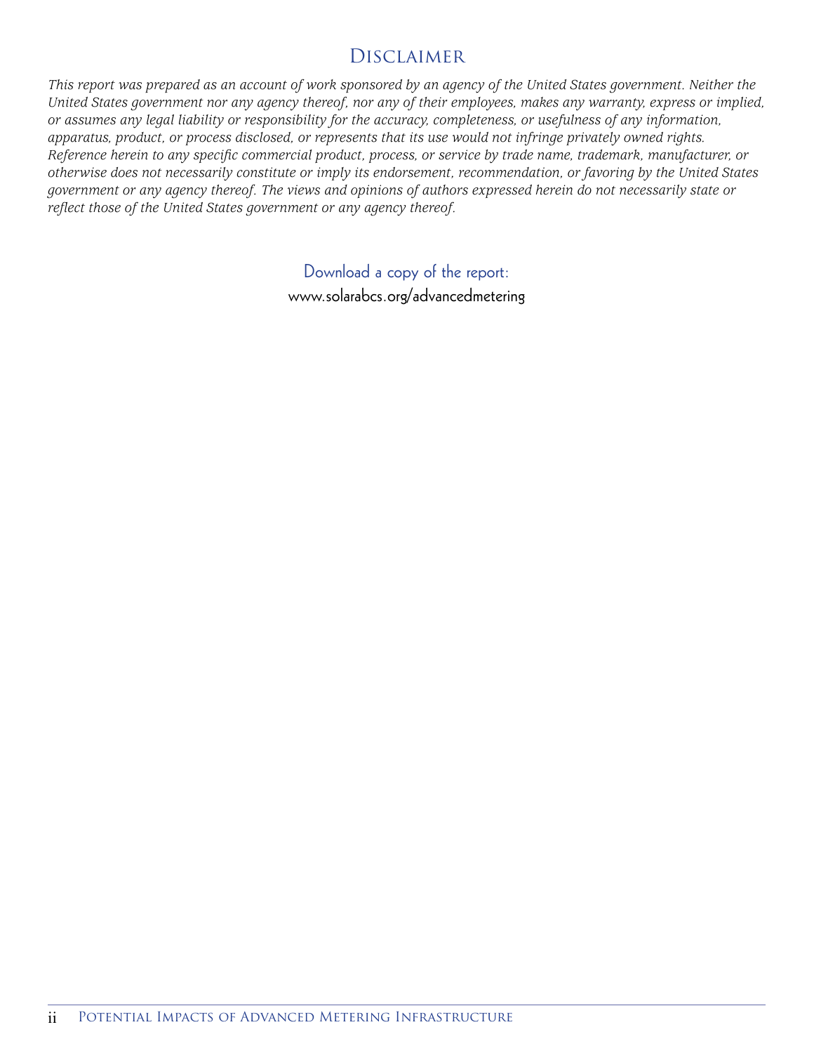# Disclaimer

*This report was prepared as an account of work sponsored by an agency of the United States government. Neither the United States government nor any agency thereof, nor any of their employees, makes any warranty, express or implied, or assumes any legal liability or responsibility for the accuracy, completeness, or usefulness of any information, apparatus, product, or process disclosed, or represents that its use would not infringe privately owned rights. Reference herein to any specific commercial product, process, or service by trade name, trademark, manufacturer, or otherwise does not necessarily constitute or imply its endorsement, recommendation, or favoring by the United States government or any agency thereof. The views and opinions of authors expressed herein do not necessarily state or reflect those of the United States government or any agency thereof.*

Download a copy of the report:
www.solarabcs.org/advancedmetering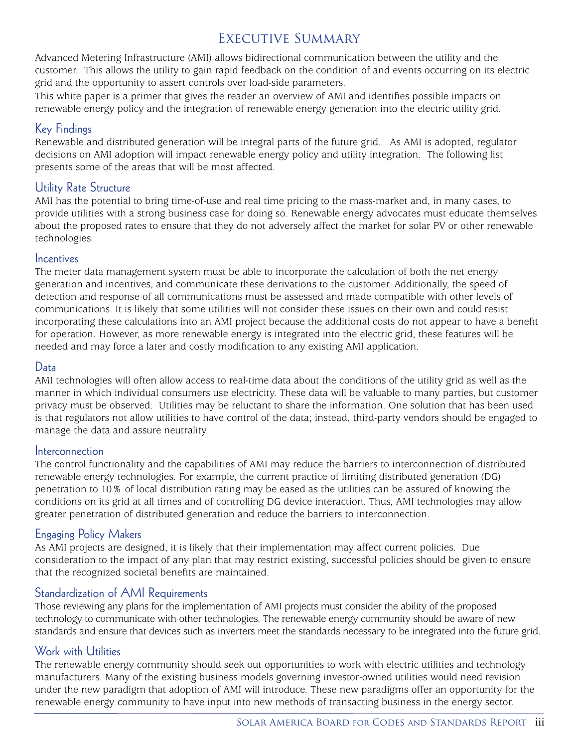# Executive Summary

Advanced Metering Infrastructure (AMI) allows bidirectional communication between the utility and the customer. This allows the utility to gain rapid feedback on the condition of and events occurring on its electric grid and the opportunity to assert controls over load-side parameters.

This white paper is a primer that gives the reader an overview of AMI and identifies possible impacts on renewable energy policy and the integration of renewable energy generation into the electric utility grid.

## Key Findings

Renewable and distributed generation will be integral parts of the future grid. As AMI is adopted, regulator decisions on AMI adoption will impact renewable energy policy and utility integration. The following list presents some of the areas that will be most affected.

## Utility Rate Structure

AMI has the potential to bring time-of-use and real time pricing to the mass-market and, in many cases, to provide utilities with a strong business case for doing so. Renewable energy advocates must educate themselves about the proposed rates to ensure that they do not adversely affect the market for solar PV or other renewable technologies.

## Incentives

The meter data management system must be able to incorporate the calculation of both the net energy generation and incentives, and communicate these derivations to the customer. Additionally, the speed of detection and response of all communications must be assessed and made compatible with other levels of communications. It is likely that some utilities will not consider these issues on their own and could resist incorporating these calculations into an AMI project because the additional costs do not appear to have a benefit for operation. However, as more renewable energy is integrated into the electric grid, these features will be needed and may force a later and costly modification to any existing AMI application.

## Data

AMI technologies will often allow access to real-time data about the conditions of the utility grid as well as the manner in which individual consumers use electricity. These data will be valuable to many parties, but customer privacy must be observed. Utilities may be reluctant to share the information. One solution that has been used is that regulators not allow utilities to have control of the data; instead, third-party vendors should be engaged to manage the data and assure neutrality.

## Interconnection

The control functionality and the capabilities of AMI may reduce the barriers to interconnection of distributed renewable energy technologies. For example, the current practice of limiting distributed generation (DG) penetration to 10% of local distribution rating may be eased as the utilities can be assured of knowing the conditions on its grid at all times and of controlling DG device interaction. Thus, AMI technologies may allow greater penetration of distributed generation and reduce the barriers to interconnection.

## Engaging Policy Makers

As AMI projects are designed, it is likely that their implementation may affect current policies. Due consideration to the impact of any plan that may restrict existing, successful policies should be given to ensure that the recognized societal benefits are maintained.

## Standardization of AMI Requirements

Those reviewing any plans for the implementation of AMI projects must consider the ability of the proposed technology to communicate with other technologies. The renewable energy community should be aware of new standards and ensure that devices such as inverters meet the standards necessary to be integrated into the future grid.

## Work with Utilities

The renewable energy community should seek out opportunities to work with electric utilities and technology manufacturers. Many of the existing business models governing investor-owned utilities would need revision under the new paradigm that adoption of AMI will introduce. These new paradigms offer an opportunity for the renewable energy community to have input into new methods of transacting business in the energy sector.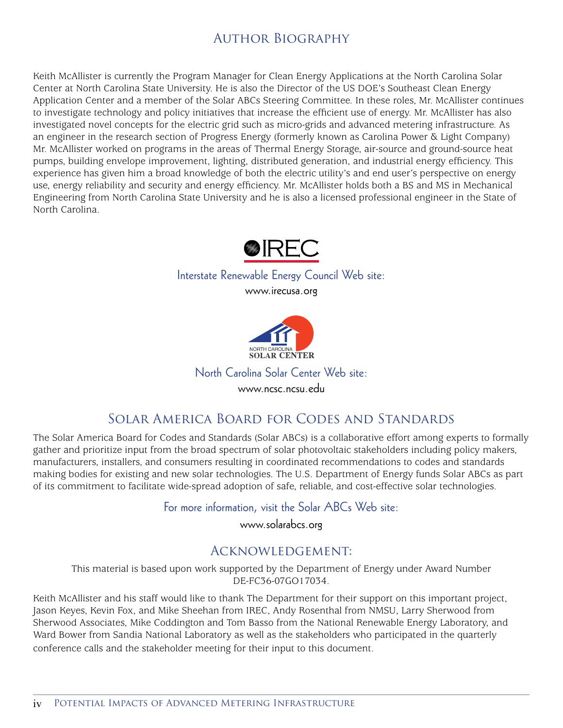# Author Biography

Keith McAllister is currently the Program Manager for Clean Energy Applications at the North Carolina Solar Center at North Carolina State University. He is also the Director of the US DOE's Southeast Clean Energy Application Center and a member of the Solar ABCs Steering Committee. In these roles, Mr. McAllister continues to investigate technology and policy initiatives that increase the efficient use of energy. Mr. McAllister has also investigated novel concepts for the electric grid such as micro-grids and advanced metering infrastructure. As an engineer in the research section of Progress Energy (formerly known as Carolina Power & Light Company) Mr. McAllister worked on programs in the areas of Thermal Energy Storage, air-source and ground-source heat pumps, building envelope improvement, lighting, distributed generation, and industrial energy efficiency. This experience has given him a broad knowledge of both the electric utility's and end user's perspective on energy use, energy reliability and security and energy efficiency. Mr. McAllister holds both a BS and MS in Mechanical Engineering from North Carolina State University and he is also a licensed professional engineer in the State of North Carolina.

IREC

Interstate Renewable Energy Council Web site:

www.irecusa.org

NORTH CAROLINA SOLAR CENTER

North Carolina Solar Center Web site:

www.ncsc.ncsu.edu

## Solar America Board for Codes and Standards

The Solar America Board for Codes and Standards (Solar ABCs) is a collaborative effort among experts to formally gather and prioritize input from the broad spectrum of solar photovoltaic stakeholders including policy makers, manufacturers, installers, and consumers resulting in coordinated recommendations to codes and standards making bodies for existing and new solar technologies. The U.S. Department of Energy funds Solar ABCs as part of its commitment to facilitate wide-spread adoption of safe, reliable, and cost-effective solar technologies.

For more information, visit the Solar ABCs Web site:

www.solarabcs.org

## Acknowledgement:

This material is based upon work supported by the Department of Energy under Award Number DE-FC36-07GO17034.

Keith McAllister and his staff would like to thank The Department for their support on this important project, Jason Keyes, Kevin Fox, and Mike Sheehan from IREC, Andy Rosenthal from NMSU, Larry Sherwood from Sherwood Associates, Mike Coddington and Tom Basso from the National Renewable Energy Laboratory, and Ward Bower from Sandia National Laboratory as well as the stakeholders who participated in the quarterly conference calls and the stakeholder meeting for their input to this document.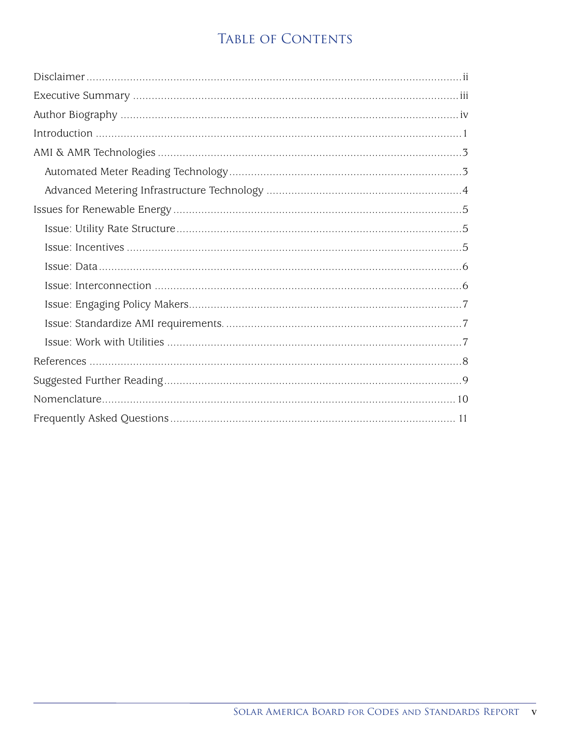# Table of Contents

Disclaimer .................................................................................................................. ii

Executive Summary ..................................................................................................... iii

Author Biography ........................................................................................................ iv

Introduction ................................................................................................................ 1

AMI & AMR Technologies ............................................................................................ 3

- Automated Meter Reading Technology ..................................................................... 3
- Advanced Metering Infrastructure Technology .......................................................... 4

Issues for Renewable Energy ....................................................................................... 5

- Issue: Utility Rate Structure ...................................................................................... 5
- Issue: Incentives ...................................................................................................... 5
- Issue: Data ............................................................................................................... 6
- Issue: Interconnection .............................................................................................. 6
- Issue: Engaging Policy Makers .................................................................................. 7
- Issue: Standardize AMI requirements. ...................................................................... 7
- Issue: Work with Utilities .......................................................................................... 7

References .................................................................................................................. 8

Suggested Further Reading .......................................................................................... 9

Nomenclature ............................................................................................................. 10

Frequently Asked Questions ........................................................................................ 11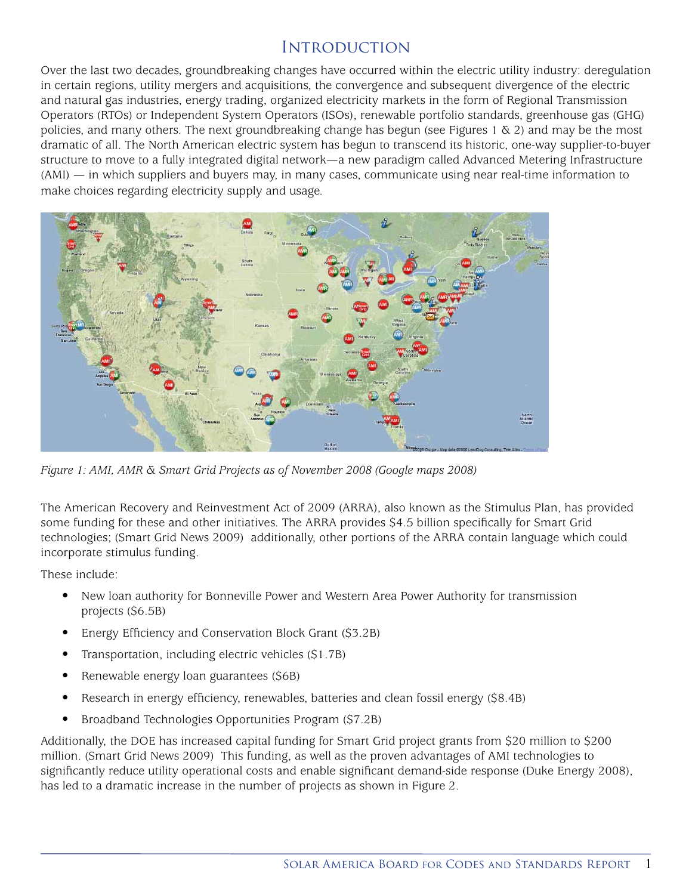# Introduction

Over the last two decades, groundbreaking changes have occurred within the electric utility industry: deregulation in certain regions, utility mergers and acquisitions, the convergence and subsequent divergence of the electric and natural gas industries, energy trading, organized electricity markets in the form of Regional Transmission Operators (RTOs) or Independent System Operators (ISOs), renewable portfolio standards, greenhouse gas (GHG) policies, and many others. The next groundbreaking change has begun (see Figures 1 & 2) and may be the most dramatic of all. The North American electric system has begun to transcend its historic, one-way supplier-to-buyer structure to move to a fully integrated digital network—a new paradigm called Advanced Metering Infrastructure (AMI) — in which suppliers and buyers may, in many cases, communicate using near real-time information to make choices regarding electricity supply and usage.

*Figure 1: AMI, AMR & Smart Grid Projects as of November 2008 (Google maps 2008)*

The American Recovery and Reinvestment Act of 2009 (ARRA), also known as the Stimulus Plan, has provided some funding for these and other initiatives. The ARRA provides $4.5 billion specifically for Smart Grid technologies; (Smart Grid News 2009) additionally, other portions of the ARRA contain language which could incorporate stimulus funding.

These include:

- New loan authority for Bonneville Power and Western Area Power Authority for transmission projects ($6.5B)
- Energy Efficiency and Conservation Block Grant ($3.2B)
- Transportation, including electric vehicles ($1.7B)
- Renewable energy loan guarantees ($6B)
- Research in energy efficiency, renewables, batteries and clean fossil energy ($8.4B)
- Broadband Technologies Opportunities Program ($7.2B)

Additionally, the DOE has increased capital funding for Smart Grid project grants from $20 million to $200 million. (Smart Grid News 2009) This funding, as well as the proven advantages of AMI technologies to significantly reduce utility operational costs and enable significant demand-side response (Duke Energy 2008), has led to a dramatic increase in the number of projects as shown in Figure 2.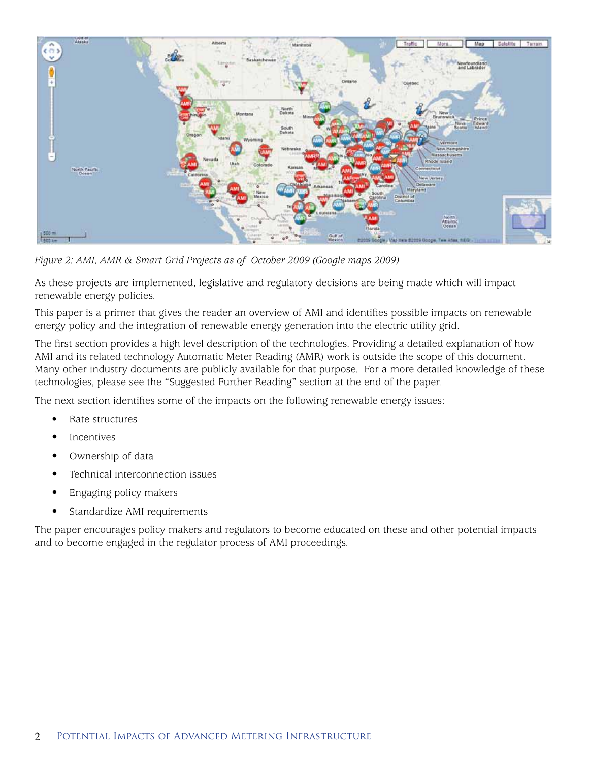*Figure 2: AMI, AMR & Smart Grid Projects as of October 2009 (Google maps 2009)*

As these projects are implemented, legislative and regulatory decisions are being made which will impact renewable energy policies.

This paper is a primer that gives the reader an overview of AMI and identifies possible impacts on renewable energy policy and the integration of renewable energy generation into the electric utility grid.

The first section provides a high level description of the technologies. Providing a detailed explanation of how AMI and its related technology Automatic Meter Reading (AMR) work is outside the scope of this document. Many other industry documents are publicly available for that purpose. For a more detailed knowledge of these technologies, please see the "Suggested Further Reading" section at the end of the paper.

The next section identifies some of the impacts on the following renewable energy issues:

- Rate structures
- Incentives
- Ownership of data
- Technical interconnection issues
- Engaging policy makers
- Standardize AMI requirements

The paper encourages policy makers and regulators to become educated on these and other potential impacts and to become engaged in the regulator process of AMI proceedings.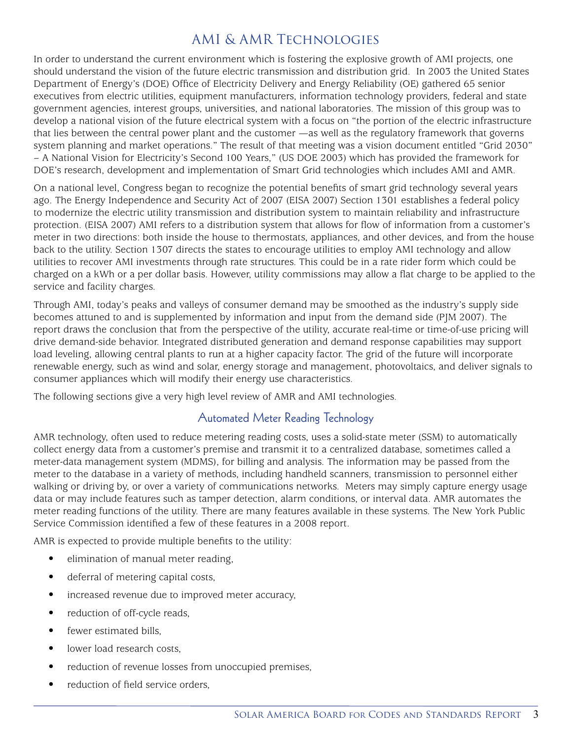## AMI & AMR Technologies

In order to understand the current environment which is fostering the explosive growth of AMI projects, one should understand the vision of the future electric transmission and distribution grid. In 2003 the United States Department of Energy's (DOE) Office of Electricity Delivery and Energy Reliability (OE) gathered 65 senior executives from electric utilities, equipment manufacturers, information technology providers, federal and state government agencies, interest groups, universities, and national laboratories. The mission of this group was to develop a national vision of the future electrical system with a focus on "the portion of the electric infrastructure that lies between the central power plant and the customer —as well as the regulatory framework that governs system planning and market operations." The result of that meeting was a vision document entitled "Grid 2030" – A National Vision for Electricity's Second 100 Years," (US DOE 2003) which has provided the framework for DOE's research, development and implementation of Smart Grid technologies which includes AMI and AMR.

On a national level, Congress began to recognize the potential benefits of smart grid technology several years ago. The Energy Independence and Security Act of 2007 (EISA 2007) Section 1301 establishes a federal policy to modernize the electric utility transmission and distribution system to maintain reliability and infrastructure protection. (EISA 2007) AMI refers to a distribution system that allows for flow of information from a customer's meter in two directions: both inside the house to thermostats, appliances, and other devices, and from the house back to the utility. Section 1307 directs the states to encourage utilities to employ AMI technology and allow utilities to recover AMI investments through rate structures. This could be in a rate rider form which could be charged on a kWh or a per dollar basis. However, utility commissions may allow a flat charge to be applied to the service and facility charges.

Through AMI, today's peaks and valleys of consumer demand may be smoothed as the industry's supply side becomes attuned to and is supplemented by information and input from the demand side (PJM 2007). The report draws the conclusion that from the perspective of the utility, accurate real-time or time-of-use pricing will drive demand-side behavior. Integrated distributed generation and demand response capabilities may support load leveling, allowing central plants to run at a higher capacity factor. The grid of the future will incorporate renewable energy, such as wind and solar, energy storage and management, photovoltaics, and deliver signals to consumer appliances which will modify their energy use characteristics.

The following sections give a very high level review of AMR and AMI technologies.

### Automated Meter Reading Technology

AMR technology, often used to reduce metering reading costs, uses a solid-state meter (SSM) to automatically collect energy data from a customer's premise and transmit it to a centralized database, sometimes called a meter-data management system (MDMS), for billing and analysis. The information may be passed from the meter to the database in a variety of methods, including handheld scanners, transmission to personnel either walking or driving by, or over a variety of communications networks. Meters may simply capture energy usage data or may include features such as tamper detection, alarm conditions, or interval data. AMR automates the meter reading functions of the utility. There are many features available in these systems. The New York Public Service Commission identified a few of these features in a 2008 report.

AMR is expected to provide multiple benefits to the utility:

- elimination of manual meter reading,
- deferral of metering capital costs,
- increased revenue due to improved meter accuracy,
- reduction of off-cycle reads,
- fewer estimated bills,
- lower load research costs,
- reduction of revenue losses from unoccupied premises,
- reduction of field service orders,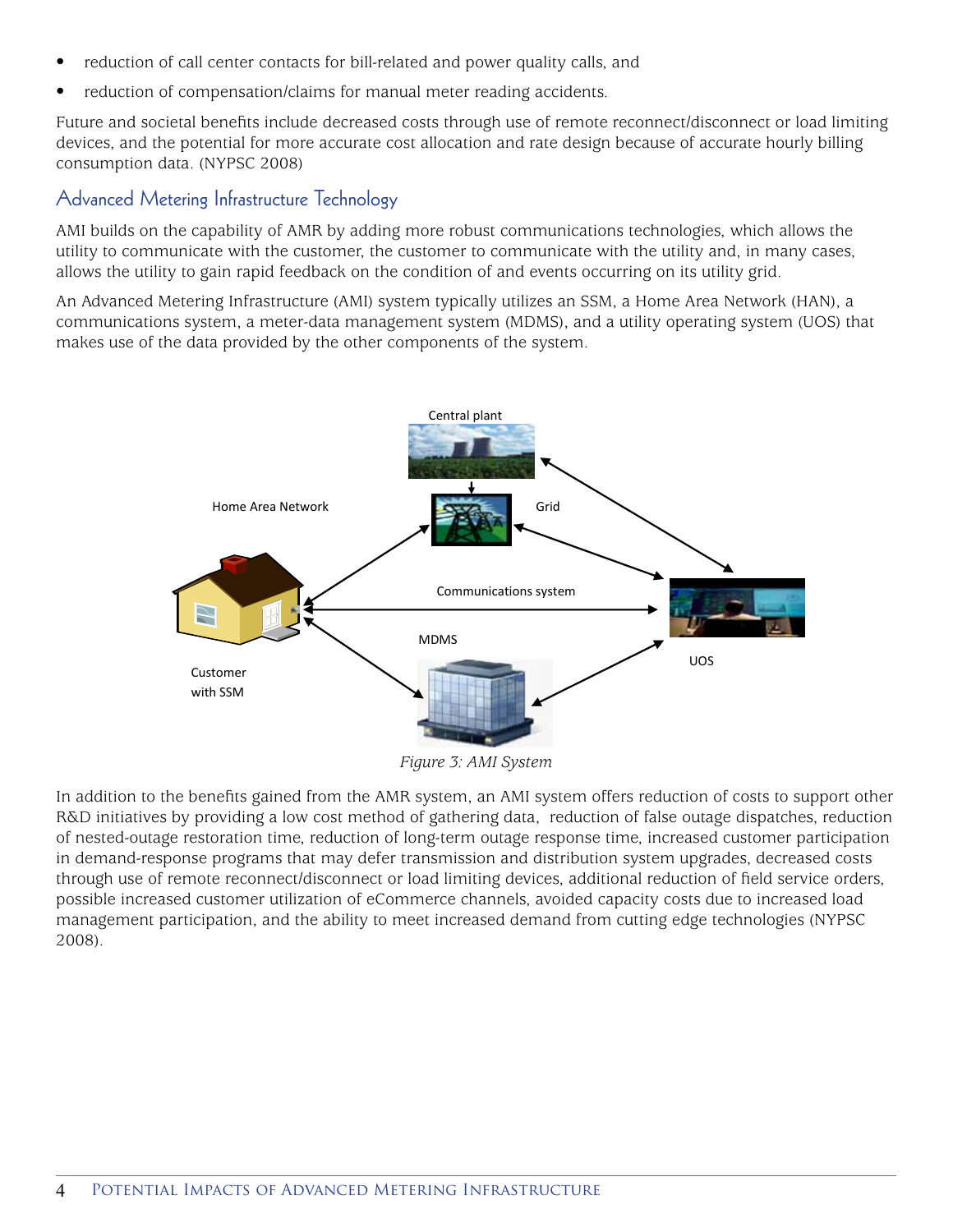- reduction of call center contacts for bill-related and power quality calls, and
- reduction of compensation/claims for manual meter reading accidents.

Future and societal benefits include decreased costs through use of remote reconnect/disconnect or load limiting devices, and the potential for more accurate cost allocation and rate design because of accurate hourly billing consumption data. (NYPSC 2008)

## Advanced Metering Infrastructure Technology

AMI builds on the capability of AMR by adding more robust communications technologies, which allows the utility to communicate with the customer, the customer to communicate with the utility and, in many cases, allows the utility to gain rapid feedback on the condition of and events occurring on its utility grid.

An Advanced Metering Infrastructure (AMI) system typically utilizes an SSM, a Home Area Network (HAN), a communications system, a meter-data management system (MDMS), and a utility operating system (UOS) that makes use of the data provided by the other components of the system.

Central plant

Home Area Network

Grid

Communications system

MDMS

UOS

Customer with SSM

*Figure 3: AMI System*

In addition to the benefits gained from the AMR system, an AMI system offers reduction of costs to support other R&D initiatives by providing a low cost method of gathering data, reduction of false outage dispatches, reduction of nested-outage restoration time, reduction of long-term outage response time, increased customer participation in demand-response programs that may defer transmission and distribution system upgrades, decreased costs through use of remote reconnect/disconnect or load limiting devices, additional reduction of field service orders, possible increased customer utilization of eCommerce channels, avoided capacity costs due to increased load management participation, and the ability to meet increased demand from cutting edge technologies (NYPSC 2008).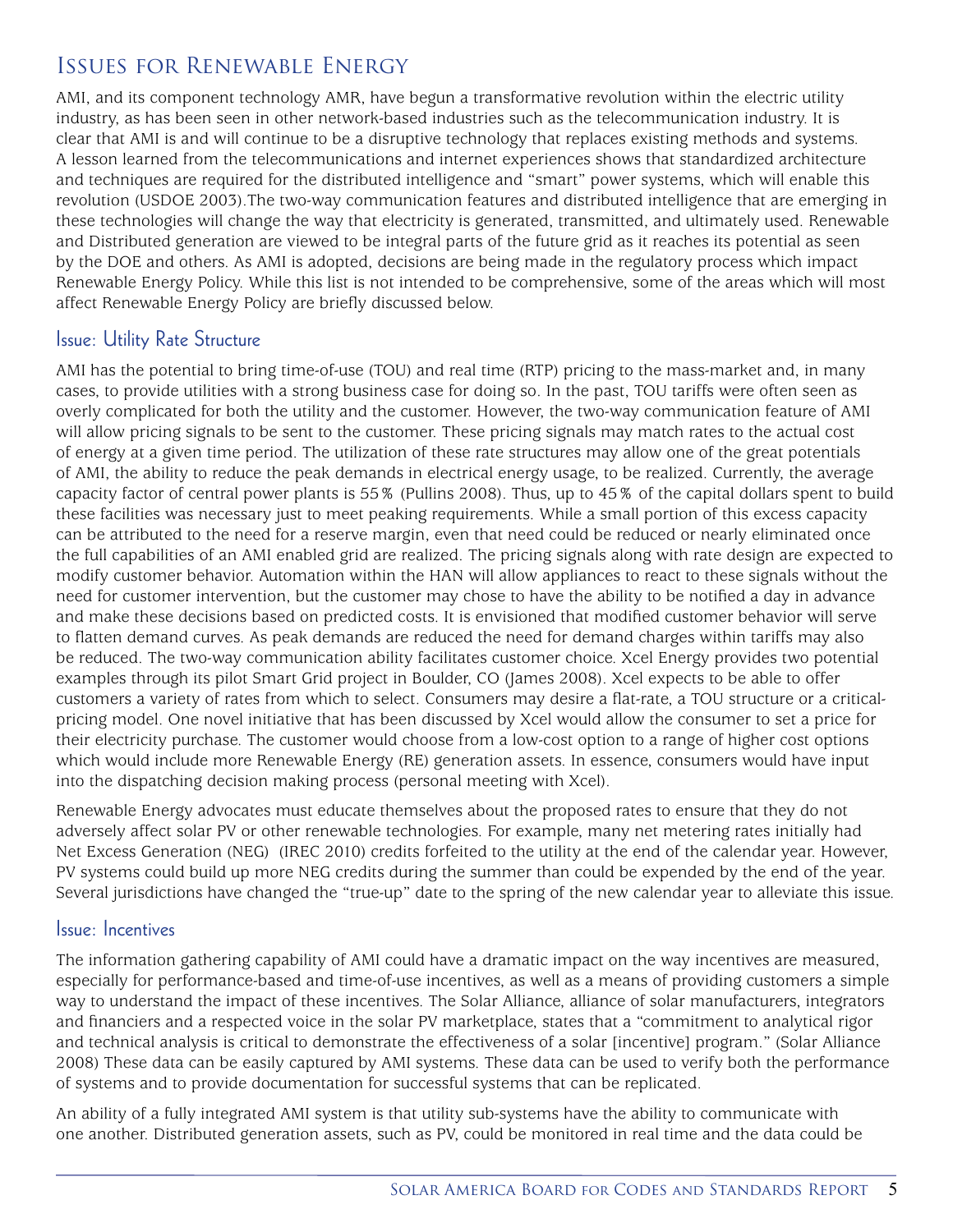## Issues for Renewable Energy

AMI, and its component technology AMR, have begun a transformative revolution within the electric utility industry, as has been seen in other network-based industries such as the telecommunication industry. It is clear that AMI is and will continue to be a disruptive technology that replaces existing methods and systems. A lesson learned from the telecommunications and internet experiences shows that standardized architecture and techniques are required for the distributed intelligence and "smart" power systems, which will enable this revolution (USDOE 2003).The two-way communication features and distributed intelligence that are emerging in these technologies will change the way that electricity is generated, transmitted, and ultimately used. Renewable and Distributed generation are viewed to be integral parts of the future grid as it reaches its potential as seen by the DOE and others. As AMI is adopted, decisions are being made in the regulatory process which impact Renewable Energy Policy. While this list is not intended to be comprehensive, some of the areas which will most affect Renewable Energy Policy are briefly discussed below.

### Issue: Utility Rate Structure

AMI has the potential to bring time-of-use (TOU) and real time (RTP) pricing to the mass-market and, in many cases, to provide utilities with a strong business case for doing so. In the past, TOU tariffs were often seen as overly complicated for both the utility and the customer. However, the two-way communication feature of AMI will allow pricing signals to be sent to the customer. These pricing signals may match rates to the actual cost of energy at a given time period. The utilization of these rate structures may allow one of the great potentials of AMI, the ability to reduce the peak demands in electrical energy usage, to be realized. Currently, the average capacity factor of central power plants is 55% (Pullins 2008). Thus, up to 45% of the capital dollars spent to build these facilities was necessary just to meet peaking requirements. While a small portion of this excess capacity can be attributed to the need for a reserve margin, even that need could be reduced or nearly eliminated once the full capabilities of an AMI enabled grid are realized. The pricing signals along with rate design are expected to modify customer behavior. Automation within the HAN will allow appliances to react to these signals without the need for customer intervention, but the customer may chose to have the ability to be notified a day in advance and make these decisions based on predicted costs. It is envisioned that modified customer behavior will serve to flatten demand curves. As peak demands are reduced the need for demand charges within tariffs may also be reduced. The two-way communication ability facilitates customer choice. Xcel Energy provides two potential examples through its pilot Smart Grid project in Boulder, CO (James 2008). Xcel expects to be able to offer customers a variety of rates from which to select. Consumers may desire a flat-rate, a TOU structure or a critical-pricing model. One novel initiative that has been discussed by Xcel would allow the consumer to set a price for their electricity purchase. The customer would choose from a low-cost option to a range of higher cost options which would include more Renewable Energy (RE) generation assets. In essence, consumers would have input into the dispatching decision making process (personal meeting with Xcel).

Renewable Energy advocates must educate themselves about the proposed rates to ensure that they do not adversely affect solar PV or other renewable technologies. For example, many net metering rates initially had Net Excess Generation (NEG) (IREC 2010) credits forfeited to the utility at the end of the calendar year. However, PV systems could build up more NEG credits during the summer than could be expended by the end of the year. Several jurisdictions have changed the "true-up" date to the spring of the new calendar year to alleviate this issue.

### Issue: Incentives

The information gathering capability of AMI could have a dramatic impact on the way incentives are measured, especially for performance-based and time-of-use incentives, as well as a means of providing customers a simple way to understand the impact of these incentives. The Solar Alliance, alliance of solar manufacturers, integrators and financiers and a respected voice in the solar PV marketplace, states that a "commitment to analytical rigor and technical analysis is critical to demonstrate the effectiveness of a solar [incentive] program." (Solar Alliance 2008) These data can be easily captured by AMI systems. These data can be used to verify both the performance of systems and to provide documentation for successful systems that can be replicated.

An ability of a fully integrated AMI system is that utility sub-systems have the ability to communicate with one another. Distributed generation assets, such as PV, could be monitored in real time and the data could be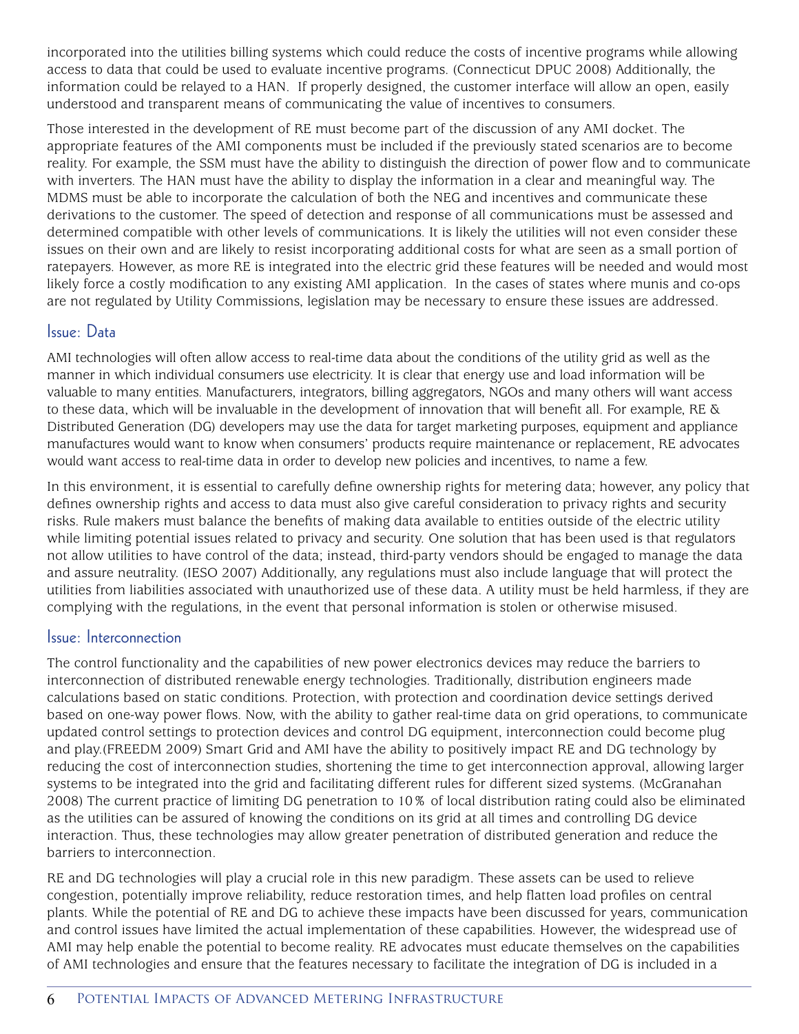incorporated into the utilities billing systems which could reduce the costs of incentive programs while allowing access to data that could be used to evaluate incentive programs. (Connecticut DPUC 2008) Additionally, the information could be relayed to a HAN. If properly designed, the customer interface will allow an open, easily understood and transparent means of communicating the value of incentives to consumers.

Those interested in the development of RE must become part of the discussion of any AMI docket. The appropriate features of the AMI components must be included if the previously stated scenarios are to become reality. For example, the SSM must have the ability to distinguish the direction of power flow and to communicate with inverters. The HAN must have the ability to display the information in a clear and meaningful way. The MDMS must be able to incorporate the calculation of both the NEG and incentives and communicate these derivations to the customer. The speed of detection and response of all communications must be assessed and determined compatible with other levels of communications. It is likely the utilities will not even consider these issues on their own and are likely to resist incorporating additional costs for what are seen as a small portion of ratepayers. However, as more RE is integrated into the electric grid these features will be needed and would most likely force a costly modification to any existing AMI application. In the cases of states where munis and co-ops are not regulated by Utility Commissions, legislation may be necessary to ensure these issues are addressed.

## Issue: Data

AMI technologies will often allow access to real-time data about the conditions of the utility grid as well as the manner in which individual consumers use electricity. It is clear that energy use and load information will be valuable to many entities. Manufacturers, integrators, billing aggregators, NGOs and many others will want access to these data, which will be invaluable in the development of innovation that will benefit all. For example, RE & Distributed Generation (DG) developers may use the data for target marketing purposes, equipment and appliance manufactures would want to know when consumers' products require maintenance or replacement, RE advocates would want access to real-time data in order to develop new policies and incentives, to name a few.

In this environment, it is essential to carefully define ownership rights for metering data; however, any policy that defines ownership rights and access to data must also give careful consideration to privacy rights and security risks. Rule makers must balance the benefits of making data available to entities outside of the electric utility while limiting potential issues related to privacy and security. One solution that has been used is that regulators not allow utilities to have control of the data; instead, third-party vendors should be engaged to manage the data and assure neutrality. (IESO 2007) Additionally, any regulations must also include language that will protect the utilities from liabilities associated with unauthorized use of these data. A utility must be held harmless, if they are complying with the regulations, in the event that personal information is stolen or otherwise misused.

## Issue: Interconnection

The control functionality and the capabilities of new power electronics devices may reduce the barriers to interconnection of distributed renewable energy technologies. Traditionally, distribution engineers made calculations based on static conditions. Protection, with protection and coordination device settings derived based on one-way power flows. Now, with the ability to gather real-time data on grid operations, to communicate updated control settings to protection devices and control DG equipment, interconnection could become plug and play.(FREEDM 2009) Smart Grid and AMI have the ability to positively impact RE and DG technology by reducing the cost of interconnection studies, shortening the time to get interconnection approval, allowing larger systems to be integrated into the grid and facilitating different rules for different sized systems. (McGranahan 2008) The current practice of limiting DG penetration to 10% of local distribution rating could also be eliminated as the utilities can be assured of knowing the conditions on its grid at all times and controlling DG device interaction. Thus, these technologies may allow greater penetration of distributed generation and reduce the barriers to interconnection.

RE and DG technologies will play a crucial role in this new paradigm. These assets can be used to relieve congestion, potentially improve reliability, reduce restoration times, and help flatten load profiles on central plants. While the potential of RE and DG to achieve these impacts have been discussed for years, communication and control issues have limited the actual implementation of these capabilities. However, the widespread use of AMI may help enable the potential to become reality. RE advocates must educate themselves on the capabilities of AMI technologies and ensure that the features necessary to facilitate the integration of DG is included in a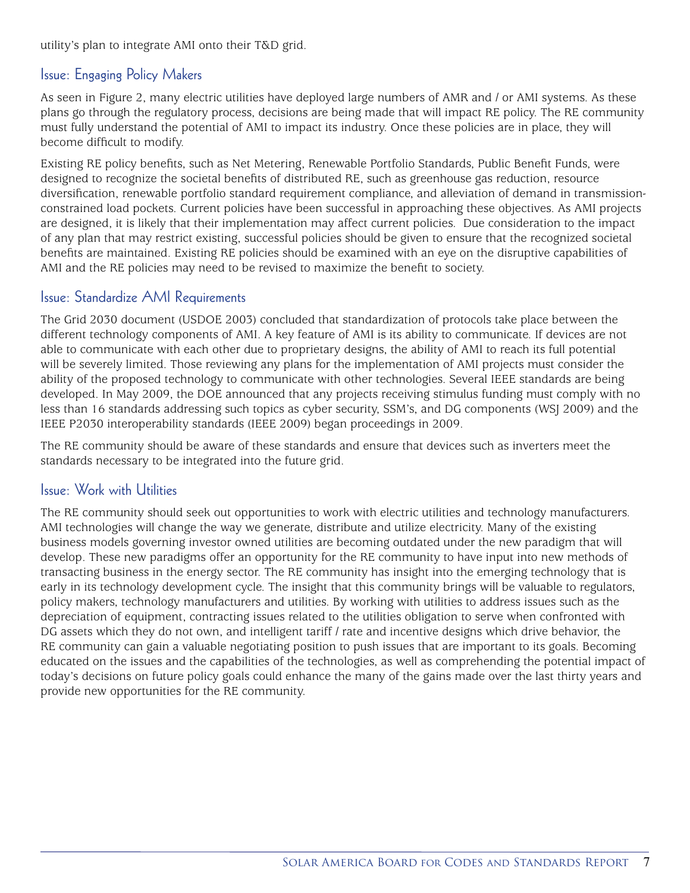utility's plan to integrate AMI onto their T&D grid.

## Issue: Engaging Policy Makers

As seen in Figure 2, many electric utilities have deployed large numbers of AMR and / or AMI systems. As these plans go through the regulatory process, decisions are being made that will impact RE policy. The RE community must fully understand the potential of AMI to impact its industry. Once these policies are in place, they will become difficult to modify.

Existing RE policy benefits, such as Net Metering, Renewable Portfolio Standards, Public Benefit Funds, were designed to recognize the societal benefits of distributed RE, such as greenhouse gas reduction, resource diversification, renewable portfolio standard requirement compliance, and alleviation of demand in transmission-constrained load pockets. Current policies have been successful in approaching these objectives. As AMI projects are designed, it is likely that their implementation may affect current policies. Due consideration to the impact of any plan that may restrict existing, successful policies should be given to ensure that the recognized societal benefits are maintained. Existing RE policies should be examined with an eye on the disruptive capabilities of AMI and the RE policies may need to be revised to maximize the benefit to society.

## Issue: Standardize AMI Requirements

The Grid 2030 document (USDOE 2003) concluded that standardization of protocols take place between the different technology components of AMI. A key feature of AMI is its ability to communicate. If devices are not able to communicate with each other due to proprietary designs, the ability of AMI to reach its full potential will be severely limited. Those reviewing any plans for the implementation of AMI projects must consider the ability of the proposed technology to communicate with other technologies. Several IEEE standards are being developed. In May 2009, the DOE announced that any projects receiving stimulus funding must comply with no less than 16 standards addressing such topics as cyber security, SSM's, and DG components (WSJ 2009) and the IEEE P2030 interoperability standards (IEEE 2009) began proceedings in 2009.

The RE community should be aware of these standards and ensure that devices such as inverters meet the standards necessary to be integrated into the future grid.

## Issue: Work with Utilities

The RE community should seek out opportunities to work with electric utilities and technology manufacturers. AMI technologies will change the way we generate, distribute and utilize electricity. Many of the existing business models governing investor owned utilities are becoming outdated under the new paradigm that will develop. These new paradigms offer an opportunity for the RE community to have input into new methods of transacting business in the energy sector. The RE community has insight into the emerging technology that is early in its technology development cycle. The insight that this community brings will be valuable to regulators, policy makers, technology manufacturers and utilities. By working with utilities to address issues such as the depreciation of equipment, contracting issues related to the utilities obligation to serve when confronted with DG assets which they do not own, and intelligent tariff / rate and incentive designs which drive behavior, the RE community can gain a valuable negotiating position to push issues that are important to its goals. Becoming educated on the issues and the capabilities of the technologies, as well as comprehending the potential impact of today's decisions on future policy goals could enhance the many of the gains made over the last thirty years and provide new opportunities for the RE community.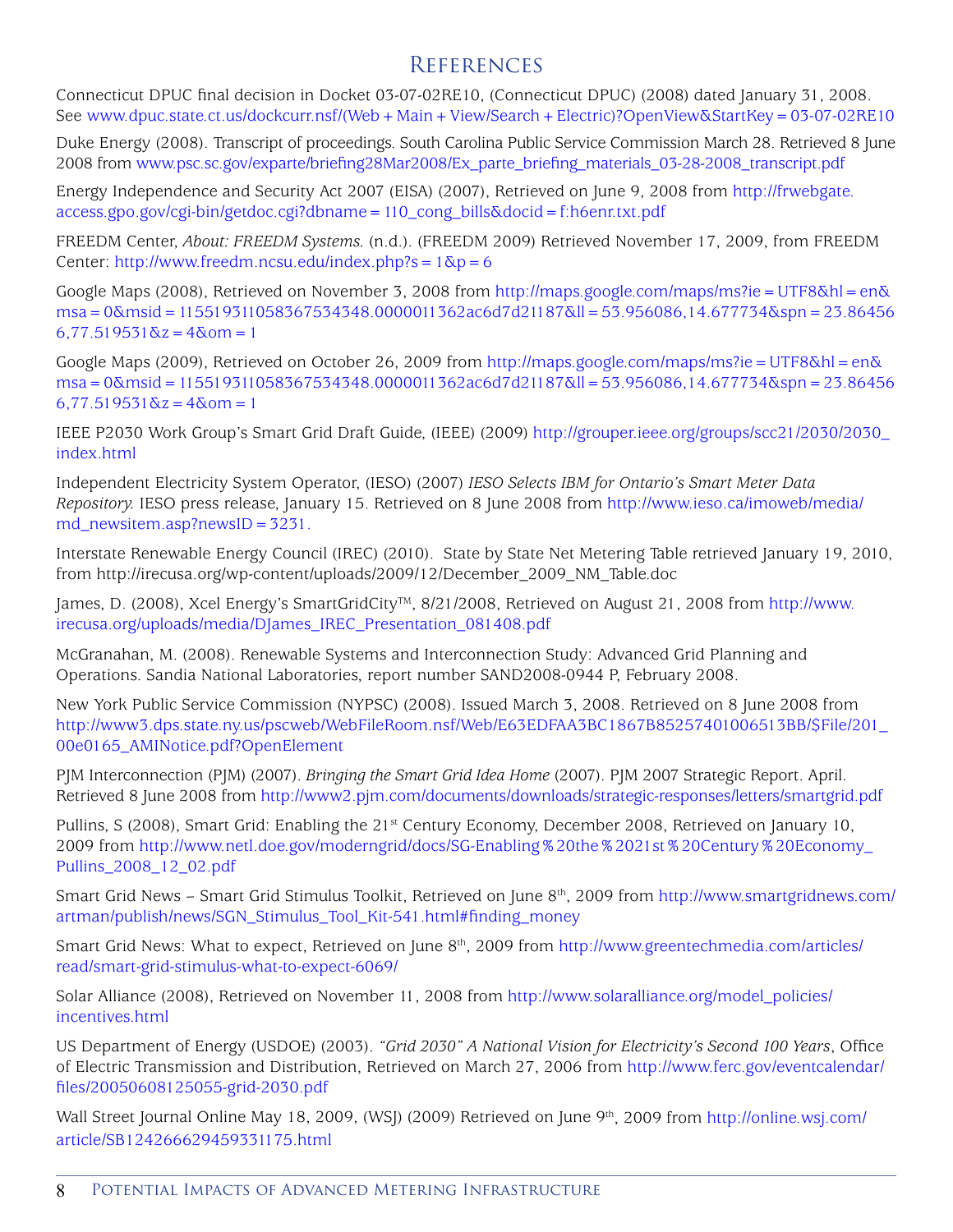# References

Connecticut DPUC final decision in Docket 03-07-02RE10, (Connecticut DPUC) (2008) dated January 31, 2008. See www.dpuc.state.ct.us/dockcurr.nsf/(Web + Main + View/Search + Electric)?OpenView&StartKey = 03-07-02RE10

Duke Energy (2008). Transcript of proceedings. South Carolina Public Service Commission March 28. Retrieved 8 June 2008 from www.psc.sc.gov/exparte/briefing28Mar2008/Ex_parte_briefing_materials_03-28-2008_transcript.pdf

Energy Independence and Security Act 2007 (EISA) (2007), Retrieved on June 9, 2008 from http://frwebgate.access.gpo.gov/cgi-bin/getdoc.cgi?dbname = 110_cong_bills&docid = f:h6enr.txt.pdf

FREEDM Center, *About: FREEDM Systems.* (n.d.). (FREEDM 2009) Retrieved November 17, 2009, from FREEDM Center: http://www.freedm.ncsu.edu/index.php?s = 1&p = 6

Google Maps (2008), Retrieved on November 3, 2008 from http://maps.google.com/maps/ms?ie = UTF8&hl = en&msa = 0&msid = 115519311058367534348.0000011362ac6d7d21187&ll = 53.956086,14.677734&spn = 23.864566,77.519531&z = 4&om = 1

Google Maps (2009), Retrieved on October 26, 2009 from http://maps.google.com/maps/ms?ie = UTF8&hl = en&msa = 0&msid = 115519311058367534348.0000011362ac6d7d21187&ll = 53.956086,14.677734&spn = 23.864566,77.519531&z = 4&om = 1

IEEE P2030 Work Group's Smart Grid Draft Guide, (IEEE) (2009) http://grouper.ieee.org/groups/scc21/2030/2030_index.html

Independent Electricity System Operator, (IESO) (2007) *IESO Selects IBM for Ontario's Smart Meter Data Repository.* IESO press release, January 15. Retrieved on 8 June 2008 from http://www.ieso.ca/imoweb/media/md_newsitem.asp?newsID = 3231.

Interstate Renewable Energy Council (IREC) (2010). State by State Net Metering Table retrieved January 19, 2010, from http://irecusa.org/wp-content/uploads/2009/12/December_2009_NM_Table.doc

James, D. (2008), Xcel Energy's SmartGridCity™, 8/21/2008, Retrieved on August 21, 2008 from http://www.irecusa.org/uploads/media/DJames_IREC_Presentation_081408.pdf

McGranahan, M. (2008). Renewable Systems and Interconnection Study: Advanced Grid Planning and Operations. Sandia National Laboratories, report number SAND2008-0944 P, February 2008.

New York Public Service Commission (NYPSC) (2008). Issued March 3, 2008. Retrieved on 8 June 2008 from http://www3.dps.state.ny.us/pscweb/WebFileRoom.nsf/Web/E63EDFAA3BC1867B85257401006513BB/$File/201_00e0165_AMINotice.pdf?OpenElement

PJM Interconnection (PJM) (2007). *Bringing the Smart Grid Idea Home* (2007). PJM 2007 Strategic Report. April. Retrieved 8 June 2008 from http://www2.pjm.com/documents/downloads/strategic-responses/letters/smartgrid.pdf

Pullins, S (2008), Smart Grid: Enabling the 21st Century Economy, December 2008, Retrieved on January 10, 2009 from http://www.netl.doe.gov/moderngrid/docs/SG-Enabling%20the%2021st%20Century%20Economy_Pullins_2008_12_02.pdf

Smart Grid News – Smart Grid Stimulus Toolkit, Retrieved on June 8th, 2009 from http://www.smartgridnews.com/artman/publish/news/SGN_Stimulus_Tool_Kit-541.html#finding_money

Smart Grid News: What to expect, Retrieved on June 8th, 2009 from http://www.greentechmedia.com/articles/read/smart-grid-stimulus-what-to-expect-6069/

Solar Alliance (2008), Retrieved on November 11, 2008 from http://www.solaralliance.org/model_policies/incentives.html

US Department of Energy (USDOE) (2003). *"Grid 2030" A National Vision for Electricity's Second 100 Years*, Office of Electric Transmission and Distribution, Retrieved on March 27, 2006 from http://www.ferc.gov/eventcalendar/files/20050608125055-grid-2030.pdf

Wall Street Journal Online May 18, 2009, (WSJ) (2009) Retrieved on June 9th, 2009 from http://online.wsj.com/article/SB124266629459331175.html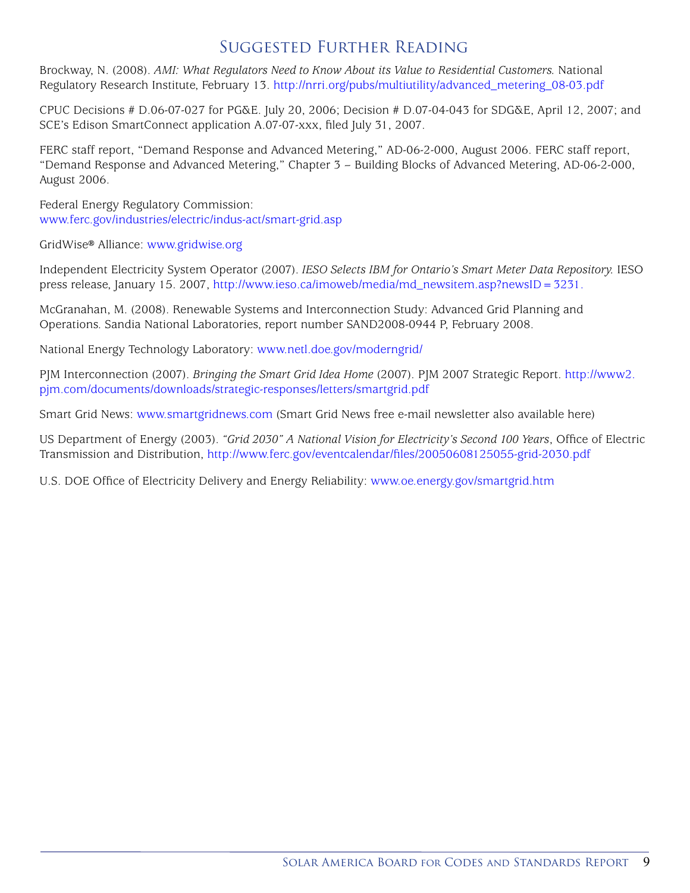## Suggested Further Reading

Brockway, N. (2008). *AMI: What Regulators Need to Know About its Value to Residential Customers.* National Regulatory Research Institute, February 13. http://nrri.org/pubs/multiutility/advanced_metering_08-03.pdf

CPUC Decisions # D.06-07-027 for PG&E. July 20, 2006; Decision # D.07-04-043 for SDG&E, April 12, 2007; and SCE's Edison SmartConnect application A.07-07-xxx, filed July 31, 2007.

FERC staff report, "Demand Response and Advanced Metering," AD-06-2-000, August 2006. FERC staff report, "Demand Response and Advanced Metering," Chapter 3 – Building Blocks of Advanced Metering, AD-06-2-000, August 2006.

Federal Energy Regulatory Commission:
www.ferc.gov/industries/electric/indus-act/smart-grid.asp

GridWise® Alliance: www.gridwise.org

Independent Electricity System Operator (2007). *IESO Selects IBM for Ontario's Smart Meter Data Repository.* IESO press release, January 15. 2007, http://www.ieso.ca/imoweb/media/md_newsitem.asp?newsID=3231.

McGranahan, M. (2008). Renewable Systems and Interconnection Study: Advanced Grid Planning and Operations. Sandia National Laboratories, report number SAND2008-0944 P, February 2008.

National Energy Technology Laboratory: www.netl.doe.gov/moderngrid/

PJM Interconnection (2007). *Bringing the Smart Grid Idea Home* (2007). PJM 2007 Strategic Report. http://www2.pjm.com/documents/downloads/strategic-responses/letters/smartgrid.pdf

Smart Grid News: www.smartgridnews.com (Smart Grid News free e-mail newsletter also available here)

US Department of Energy (2003). *"Grid 2030" A National Vision for Electricity's Second 100 Years*, Office of Electric Transmission and Distribution, http://www.ferc.gov/eventcalendar/files/20050608125055-grid-2030.pdf

U.S. DOE Office of Electricity Delivery and Energy Reliability: www.oe.energy.gov/smartgrid.htm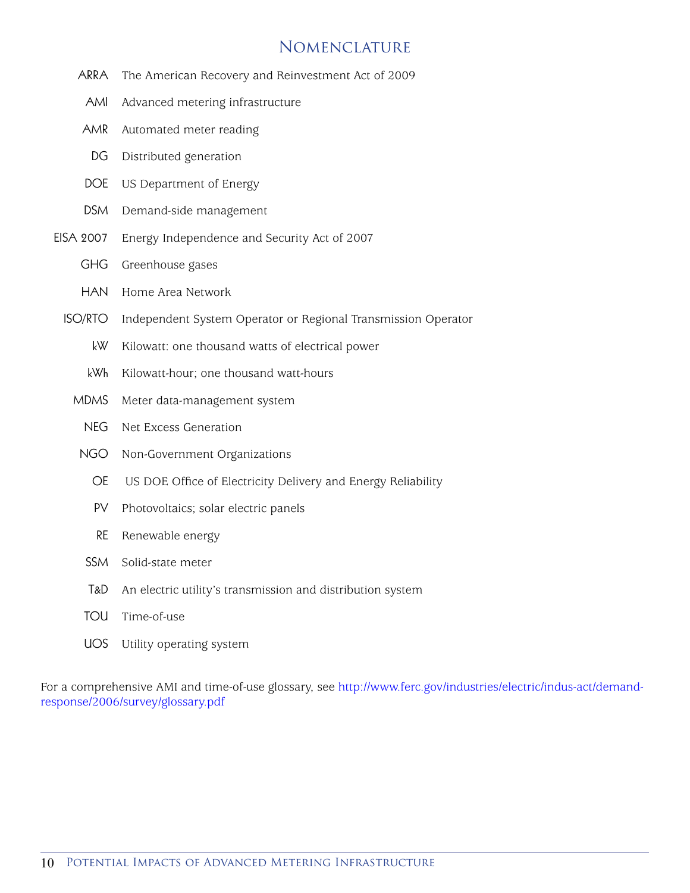# Nomenclature

| | |
|---|---|
| ARRA | The American Recovery and Reinvestment Act of 2009 |
| AMI | Advanced metering infrastructure |
| AMR | Automated meter reading |
| DG | Distributed generation |
| DOE | US Department of Energy |
| DSM | Demand-side management |
| EISA 2007 | Energy Independence and Security Act of 2007 |
| GHG | Greenhouse gases |
| HAN | Home Area Network |
| ISO/RTO | Independent System Operator or Regional Transmission Operator |
| kW | Kilowatt: one thousand watts of electrical power |
| kWh | Kilowatt-hour; one thousand watt-hours |
| MDMS | Meter data-management system |
| NEG | Net Excess Generation |
| NGO | Non-Government Organizations |
| OE | US DOE Office of Electricity Delivery and Energy Reliability |
| PV | Photovoltaics; solar electric panels |
| RE | Renewable energy |
| SSM | Solid-state meter |
| T&D | An electric utility's transmission and distribution system |
| TOU | Time-of-use |
| UOS | Utility operating system |

For a comprehensive AMI and time-of-use glossary, see http://www.ferc.gov/industries/electric/indus-act/demand-response/2006/survey/glossary.pdf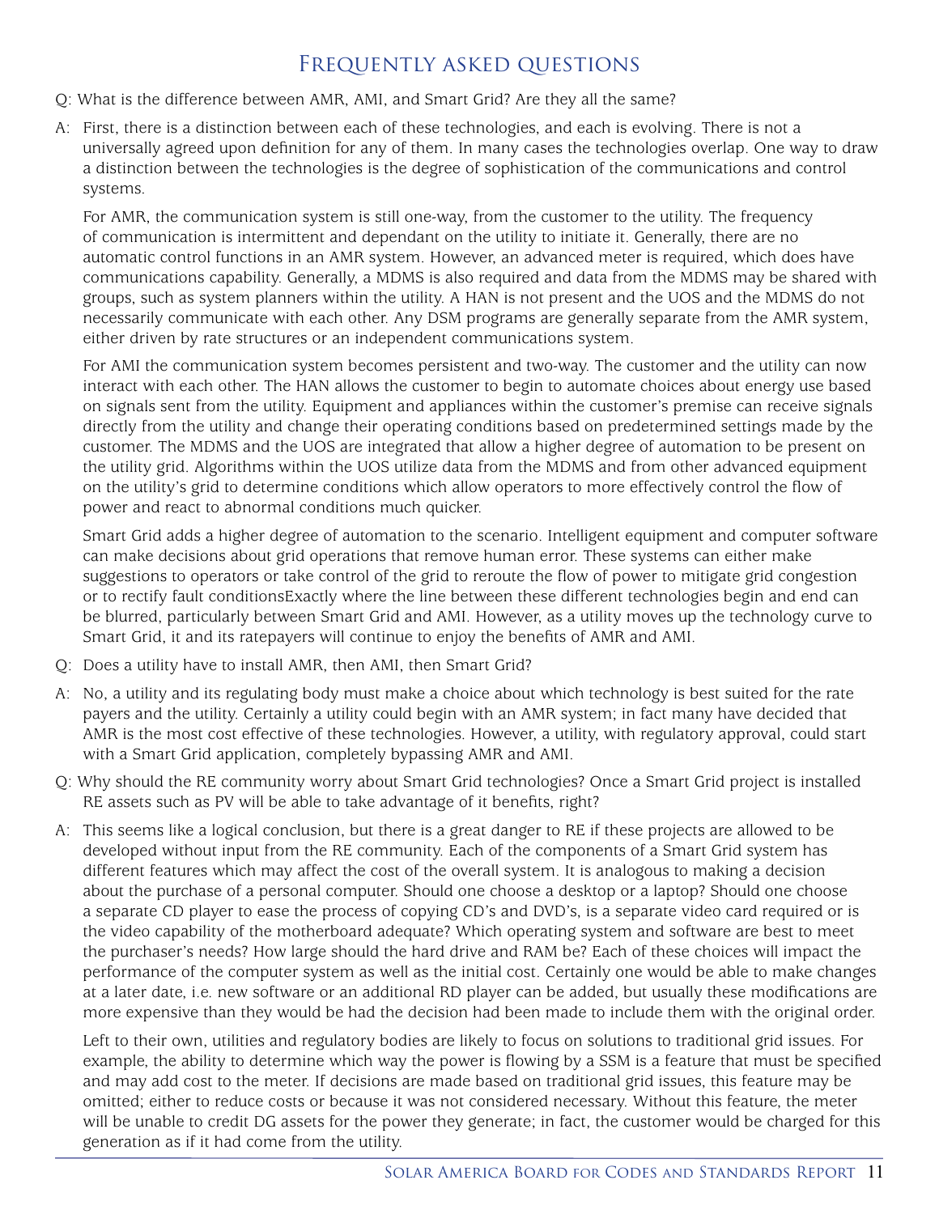# Frequently asked questions

Q: What is the difference between AMR, AMI, and Smart Grid? Are they all the same?

A: First, there is a distinction between each of these technologies, and each is evolving. There is not a universally agreed upon definition for any of them. In many cases the technologies overlap. One way to draw a distinction between the technologies is the degree of sophistication of the communications and control systems.

For AMR, the communication system is still one-way, from the customer to the utility. The frequency of communication is intermittent and dependant on the utility to initiate it. Generally, there are no automatic control functions in an AMR system. However, an advanced meter is required, which does have communications capability. Generally, a MDMS is also required and data from the MDMS may be shared with groups, such as system planners within the utility. A HAN is not present and the UOS and the MDMS do not necessarily communicate with each other. Any DSM programs are generally separate from the AMR system, either driven by rate structures or an independent communications system.

For AMI the communication system becomes persistent and two-way. The customer and the utility can now interact with each other. The HAN allows the customer to begin to automate choices about energy use based on signals sent from the utility. Equipment and appliances within the customer's premise can receive signals directly from the utility and change their operating conditions based on predetermined settings made by the customer. The MDMS and the UOS are integrated that allow a higher degree of automation to be present on the utility grid. Algorithms within the UOS utilize data from the MDMS and from other advanced equipment on the utility's grid to determine conditions which allow operators to more effectively control the flow of power and react to abnormal conditions much quicker.

Smart Grid adds a higher degree of automation to the scenario. Intelligent equipment and computer software can make decisions about grid operations that remove human error. These systems can either make suggestions to operators or take control of the grid to reroute the flow of power to mitigate grid congestion or to rectify fault conditionsExactly where the line between these different technologies begin and end can be blurred, particularly between Smart Grid and AMI. However, as a utility moves up the technology curve to Smart Grid, it and its ratepayers will continue to enjoy the benefits of AMR and AMI.

Q: Does a utility have to install AMR, then AMI, then Smart Grid?

A: No, a utility and its regulating body must make a choice about which technology is best suited for the rate payers and the utility. Certainly a utility could begin with an AMR system; in fact many have decided that AMR is the most cost effective of these technologies. However, a utility, with regulatory approval, could start with a Smart Grid application, completely bypassing AMR and AMI.

Q: Why should the RE community worry about Smart Grid technologies? Once a Smart Grid project is installed RE assets such as PV will be able to take advantage of it benefits, right?

A: This seems like a logical conclusion, but there is a great danger to RE if these projects are allowed to be developed without input from the RE community. Each of the components of a Smart Grid system has different features which may affect the cost of the overall system. It is analogous to making a decision about the purchase of a personal computer. Should one choose a desktop or a laptop? Should one choose a separate CD player to ease the process of copying CD's and DVD's, is a separate video card required or is the video capability of the motherboard adequate? Which operating system and software are best to meet the purchaser's needs? How large should the hard drive and RAM be? Each of these choices will impact the performance of the computer system as well as the initial cost. Certainly one would be able to make changes at a later date, i.e. new software or an additional RD player can be added, but usually these modifications are more expensive than they would be had the decision had been made to include them with the original order.

Left to their own, utilities and regulatory bodies are likely to focus on solutions to traditional grid issues. For example, the ability to determine which way the power is flowing by a SSM is a feature that must be specified and may add cost to the meter. If decisions are made based on traditional grid issues, this feature may be omitted; either to reduce costs or because it was not considered necessary. Without this feature, the meter will be unable to credit DG assets for the power they generate; in fact, the customer would be charged for this generation as if it had come from the utility.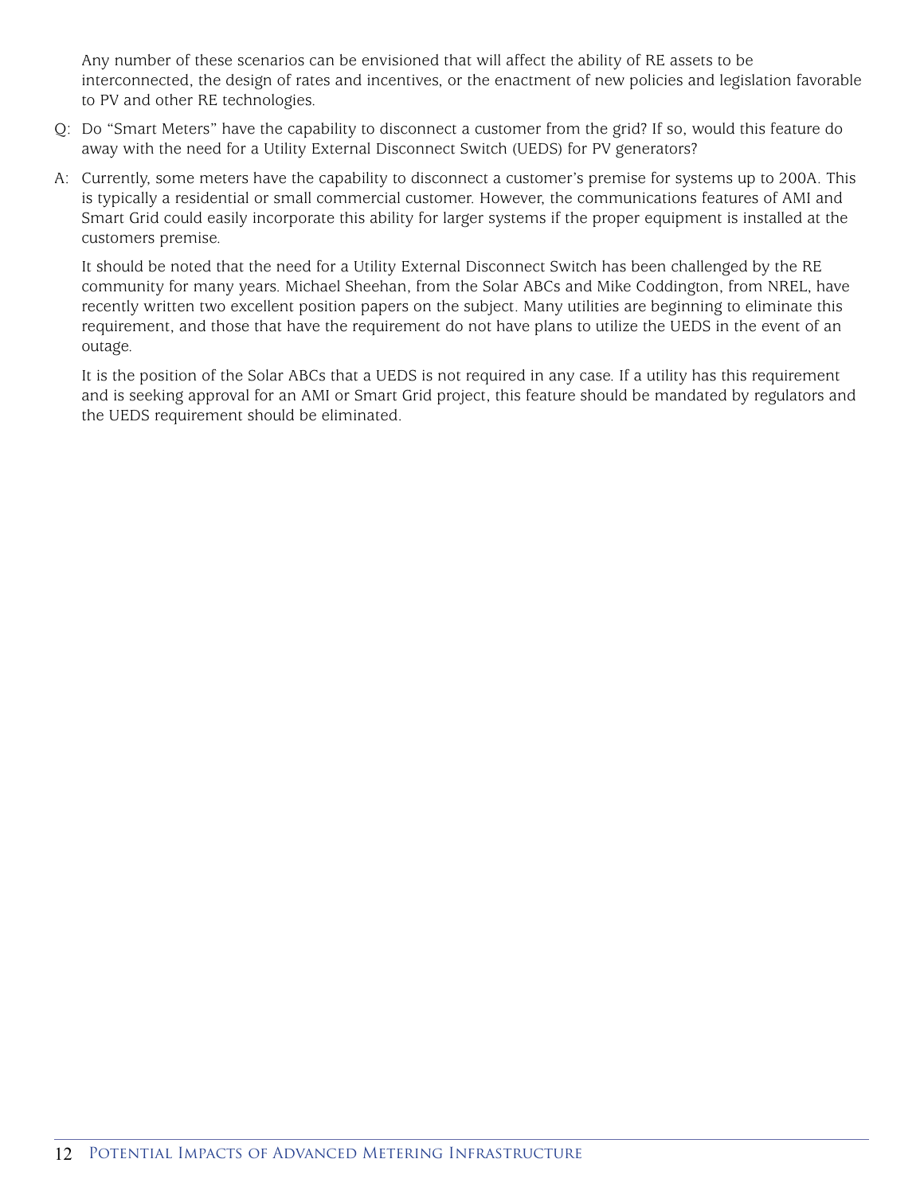Any number of these scenarios can be envisioned that will affect the ability of RE assets to be interconnected, the design of rates and incentives, or the enactment of new policies and legislation favorable to PV and other RE technologies.

Q: Do "Smart Meters" have the capability to disconnect a customer from the grid? If so, would this feature do away with the need for a Utility External Disconnect Switch (UEDS) for PV generators?

A: Currently, some meters have the capability to disconnect a customer's premise for systems up to 200A. This is typically a residential or small commercial customer. However, the communications features of AMI and Smart Grid could easily incorporate this ability for larger systems if the proper equipment is installed at the customers premise.

It should be noted that the need for a Utility External Disconnect Switch has been challenged by the RE community for many years. Michael Sheehan, from the Solar ABCs and Mike Coddington, from NREL, have recently written two excellent position papers on the subject. Many utilities are beginning to eliminate this requirement, and those that have the requirement do not have plans to utilize the UEDS in the event of an outage.

It is the position of the Solar ABCs that a UEDS is not required in any case. If a utility has this requirement and is seeking approval for an AMI or Smart Grid project, this feature should be mandated by regulators and the UEDS requirement should be eliminated.